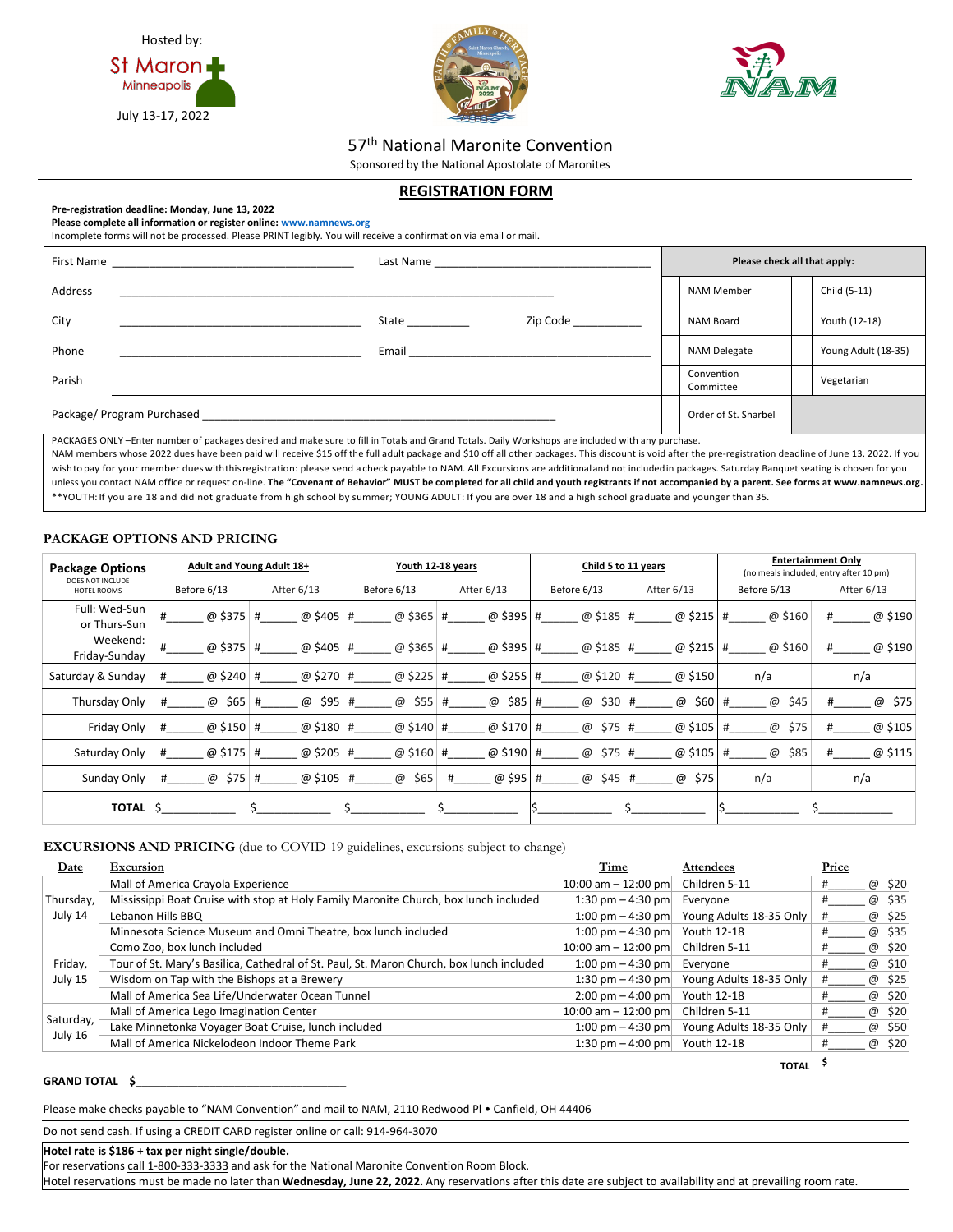Hosted by:

St Maron Minneapolis

July 13-17, 2022

# 57th National Maronite Convention

Sponsored by the National Apostolate of Maronites

## REGISTRATION FORM

**Pre-registration deadline: Monday, June 13, 2022**
**Please complete all information or register online: www.namnews.org**
Incomplete forms will not be processed. Please PRINT legibly. You will receive a confirmation via email or mail.

First Name ____________________ Last Name ____________________

Address ________________________________________

City ____________________ State __________ Zip Code ___________

Phone ____________________ Email ____________________

Parish ________________________________________

Package/ Program Purchased ________________________________________

| Please check all that apply: | | | |
|---|---|---|---|
| | NAM Member | | Child (5-11) |
| | NAM Board | | Youth (12-18) |
| | NAM Delegate | | Young Adult (18-35) |
| | Convention Committee | | Vegetarian |
| | Order of St. Sharbel | | |

PACKAGES ONLY –Enter number of packages desired and make sure to fill in Totals and Grand Totals. Daily Workshops are included with any purchase.
NAM members whose 2022 dues have been paid will receive $15 off the full adult package and $10 off all other packages. This discount is void after the pre-registration deadline of June 13, 2022. If you wish to pay for your member dues with this registration: please send a check payable to NAM. All Excursions are additional and not included in packages. Saturday Banquet seating is chosen for you unless you contact NAM office or request on-line. **The "Covenant of Behavior" MUST be completed for all child and youth registrants if not accompanied by a parent. See forms at www.namnews.org.**
**YOUTH: If you are 18 and did not graduate from high school by summer; YOUNG ADULT: If you are over 18 and a high school graduate and younger than 35.

## PACKAGE OPTIONS AND PRICING

| Package Options (DOES NOT INCLUDE HOTEL ROOMS) | Adult and Young Adult 18+ | | Youth 12-18 years | | Child 5 to 11 years | | Entertainment Only (no meals included; entry after 10 pm) | |
|---|---|---|---|---|---|---|---|---|
| | Before 6/13 | After 6/13 | Before 6/13 | After 6/13 | Before 6/13 | After 6/13 | Before 6/13 | After 6/13 |
| Full: Wed-Sun or Thurs-Sun | #_____ @ $375 | #_____ @ $405 | #_____ @ $365 | #_____ @ $395 | #_____ @ $185 | #_____ @ $215 | #_____ @ $160 | #_____ @ $190 |
| Weekend: Friday-Sunday | #_____ @ $375 | #_____ @ $405 | #_____ @ $365 | #_____ @ $395 | #_____ @ $185 | #_____ @ $215 | #_____ @ $160 | #_____ @ $190 |
| Saturday & Sunday | #_____ @ $240 | #_____ @ $270 | #_____ @ $225 | #_____ @ $255 | #_____ @ $120 | #_____ @ $150 | n/a | n/a |
| Thursday Only | #_____ @ $65 | #_____ @ $95 | #_____ @ $55 | #_____ @ $85 | #_____ @ $30 | #_____ @ $60 | #_____ @ $45 | #_____ @ $75 |
| Friday Only | #_____ @ $150 | #_____ @ $180 | #_____ @ $140 | #_____ @ $170 | #_____ @ $75 | #_____ @ $105 | #_____ @ $75 | #_____ @ $105 |
| Saturday Only | #_____ @ $175 | #_____ @ $205 | #_____ @ $160 | #_____ @ $190 | #_____ @ $75 | #_____ @ $105 | #_____ @ $85 | #_____ @ $115 |
| Sunday Only | #_____ @ $75 | #_____ @ $105 | #_____ @ $65 | #_____ @ $95 | #_____ @ $45 | #_____ @ $75 | n/a | n/a |
| **TOTAL** | $__________ | $__________ | $__________ | $__________ | $__________ | $__________ | $__________ | $__________ |

## EXCURSIONS AND PRICING (due to COVID-19 guidelines, excursions subject to change)

| Date | Excursion | Time | Attendees | Price |
|---|---|---|---|---|
| Thursday, July 14 | Mall of America Crayola Experience | 10:00 am – 12:00 pm | Children 5-11 | #_____ @ $20 |
| | Mississippi Boat Cruise with stop at Holy Family Maronite Church, box lunch included | 1:30 pm – 4:30 pm | Everyone | #_____ @ $35 |
| | Lebanon Hills BBQ | 1:00 pm – 4:30 pm | Young Adults 18-35 Only | #_____ @ $25 |
| | Minnesota Science Museum and Omni Theatre, box lunch included | 1:00 pm – 4:30 pm | Youth 12-18 | #_____ @ $35 |
| Friday, July 15 | Como Zoo, box lunch included | 10:00 am – 12:00 pm | Children 5-11 | #_____ @ $20 |
| | Tour of St. Mary's Basilica, Cathedral of St. Paul, St. Maron Church, box lunch included | 1:00 pm – 4:30 pm | Everyone | #_____ @ $10 |
| | Wisdom on Tap with the Bishops at a Brewery | 1:30 pm – 4:30 pm | Young Adults 18-35 Only | #_____ @ $25 |
| | Mall of America Sea Life/Underwater Ocean Tunnel | 2:00 pm – 4:00 pm | Youth 12-18 | #_____ @ $20 |
| Saturday, July 16 | Mall of America Lego Imagination Center | 10:00 am – 12:00 pm | Children 5-11 | #_____ @ $20 |
| | Lake Minnetonka Voyager Boat Cruise, lunch included | 1:00 pm – 4:30 pm | Young Adults 18-35 Only | #_____ @ $50 |
| | Mall of America Nickelodeon Indoor Theme Park | 1:30 pm – 4:00 pm | Youth 12-18 | #_____ @ $20 |

**TOTAL** $__________

**GRAND TOTAL $______________________________**

Please make checks payable to "NAM Convention" and mail to NAM, 2110 Redwood Pl • Canfield, OH 44406

Do not send cash. If using a CREDIT CARD register online or call: 914-964-3070

**Hotel rate is $186 + tax per night single/double.**
For reservations call 1-800-333-3333 and ask for the National Maronite Convention Room Block.
Hotel reservations must be made no later than **Wednesday, June 22, 2022.** Any reservations after this date are subject to availability and at prevailing room rate.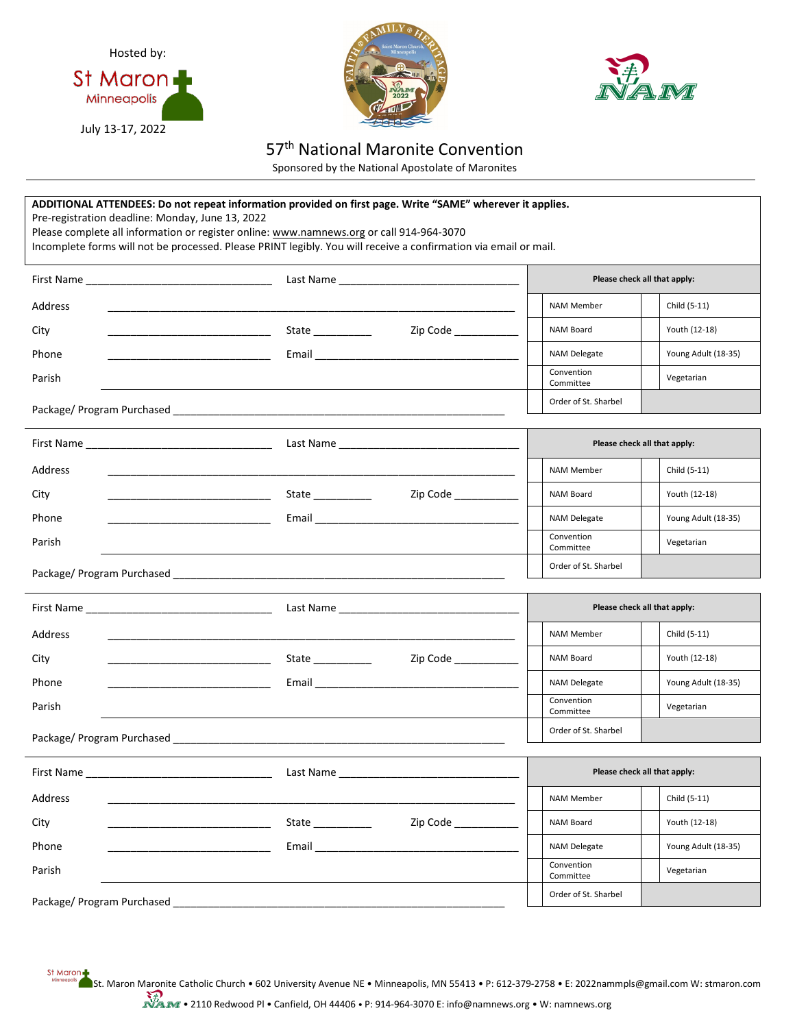Hosted by:

St Maron
Minneapolis

July 13-17, 2022

# 57th National Maronite Convention

Sponsored by the National Apostolate of Maronites

---

**ADDITIONAL ATTENDEES: Do not repeat information provided on first page. Write "SAME" wherever it applies.**
Pre-registration deadline: Monday, June 13, 2022
Please complete all information or register online: www.namnews.org or call 914-964-3070
Incomplete forms will not be processed. Please PRINT legibly. You will receive a confirmation via email or mail.

First Name ______________________________ Last Name ______________________________

Address ____________________________________________________________________

City ___________________________ State __________ Zip Code ___________

Phone ___________________________ Email ____________________________________

Parish ____________________________________________________________________

Package/ Program Purchased ________________________________________________________

| Please check all that apply: | | | |
|---|---|---|---|
| | NAM Member | | Child (5-11) |
| | NAM Board | | Youth (12-18) |
| | NAM Delegate | | Young Adult (18-35) |
| | Convention Committee | | Vegetarian |
| | Order of St. Sharbel | | |

First Name ______________________________ Last Name ______________________________

Address ____________________________________________________________________

City ___________________________ State __________ Zip Code ___________

Phone ___________________________ Email ____________________________________

Parish ____________________________________________________________________

Package/ Program Purchased ________________________________________________________

| Please check all that apply: | | | |
|---|---|---|---|
| | NAM Member | | Child (5-11) |
| | NAM Board | | Youth (12-18) |
| | NAM Delegate | | Young Adult (18-35) |
| | Convention Committee | | Vegetarian |
| | Order of St. Sharbel | | |

First Name ______________________________ Last Name ______________________________

Address ____________________________________________________________________

City ___________________________ State __________ Zip Code ___________

Phone ___________________________ Email ____________________________________

Parish ____________________________________________________________________

Package/ Program Purchased ________________________________________________________

| Please check all that apply: | | | |
|---|---|---|---|
| | NAM Member | | Child (5-11) |
| | NAM Board | | Youth (12-18) |
| | NAM Delegate | | Young Adult (18-35) |
| | Convention Committee | | Vegetarian |
| | Order of St. Sharbel | | |

First Name ______________________________ Last Name ______________________________

Address ____________________________________________________________________

City ___________________________ State __________ Zip Code ___________

Phone ___________________________ Email ____________________________________

Parish ____________________________________________________________________

Package/ Program Purchased ________________________________________________________

| Please check all that apply: | | | |
|---|---|---|---|
| | NAM Member | | Child (5-11) |
| | NAM Board | | Youth (12-18) |
| | NAM Delegate | | Young Adult (18-35) |
| | Convention Committee | | Vegetarian |
| | Order of St. Sharbel | | |

St. Maron Maronite Catholic Church • 602 University Avenue NE • Minneapolis, MN 55413 • P: 612-379-2758 • E: 2022nammpls@gmail.com W: stmaron.com

NAM • 2110 Redwood Pl • Canfield, OH 44406 • P: 914-964-3070 E: info@namnews.org • W: namnews.org